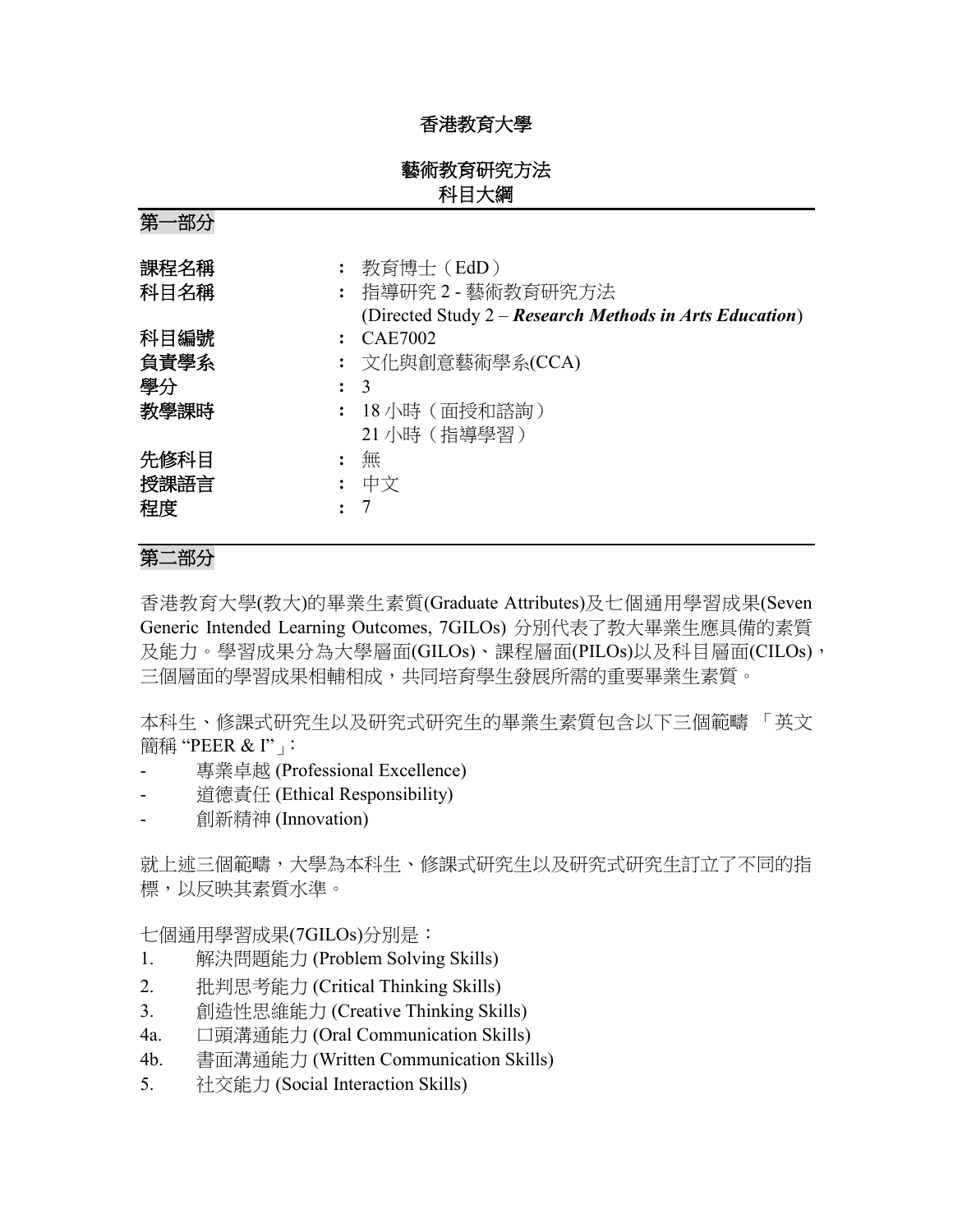# 香港教育大學

## 藝術教育研究方法
## 科目大綱

### 第一部分

| | | |
|---|---|---|
| 課程名稱 | : | 教育博士（EdD） |
| 科目名稱 | : | 指導研究 2 - 藝術教育研究方法<br>(Directed Study 2 – ***Research Methods in Arts Education***) |
| 科目編號 | : | CAE7002 |
| 負責學系 | : | 文化與創意藝術學系(CCA) |
| 學分 | : | 3 |
| 教學課時 | : | 18 小時（面授和諮詢）<br>21 小時（指導學習） |
| 先修科目 | : | 無 |
| 授課語言 | : | 中文 |
| 程度 | : | 7 |

### 第二部分

香港教育大學(教大)的畢業生素質(Graduate Attributes)及七個通用學習成果(Seven Generic Intended Learning Outcomes, 7GILOs) 分別代表了教大畢業生應具備的素質及能力。學習成果分為大學層面(GILOs)、課程層面(PILOs)以及科目層面(CILOs)，三個層面的學習成果相輔相成，共同培育學生發展所需的重要畢業生素質。

本科生、修課式研究生以及研究式研究生的畢業生素質包含以下三個範疇 「英文簡稱 "PEER & I"」：

- 專業卓越 (Professional Excellence)
- 道德責任 (Ethical Responsibility)
- 創新精神 (Innovation)

就上述三個範疇，大學為本科生、修課式研究生以及研究式研究生訂立了不同的指標，以反映其素質水準。

七個通用學習成果(7GILOs)分別是：

1. 解決問題能力 (Problem Solving Skills)
2. 批判思考能力 (Critical Thinking Skills)
3. 創造性思維能力 (Creative Thinking Skills)

4a. 口頭溝通能力 (Oral Communication Skills)

4b. 書面溝通能力 (Written Communication Skills)

5. 社交能力 (Social Interaction Skills)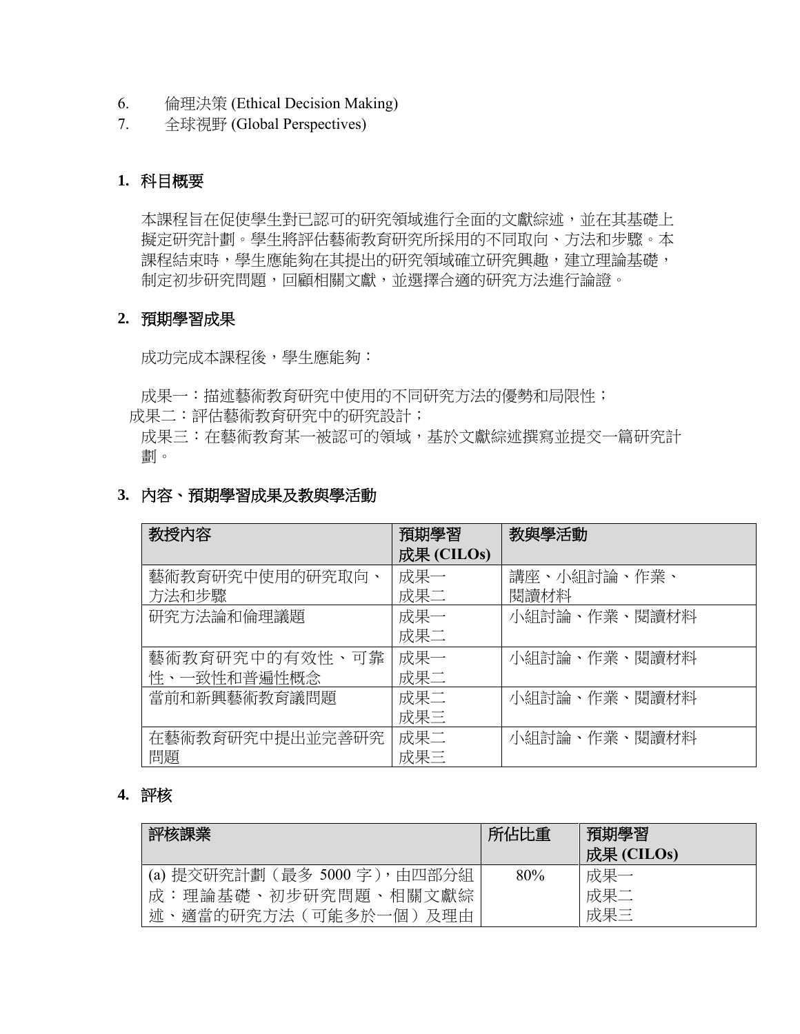6. 倫理決策 (Ethical Decision Making)
7. 全球視野 (Global Perspectives)

## 1. 科目概要

本課程旨在促使學生對已認可的研究領域進行全面的文獻綜述，並在其基礎上擬定研究計劃。學生將評估藝術教育研究所採用的不同取向、方法和步驟。本課程結束時，學生應能夠在其提出的研究領域確立研究興趣，建立理論基礎，制定初步研究問題，回顧相關文獻，並選擇合適的研究方法進行論證。

## 2. 預期學習成果

成功完成本課程後，學生應能夠：

成果一：描述藝術教育研究中使用的不同研究方法的優勢和局限性；
成果二：評估藝術教育研究中的研究設計；
成果三：在藝術教育某一被認可的領域，基於文獻綜述撰寫並提交一篇研究計劃。

## 3. 內容、預期學習成果及教與學活動

| 教授內容 | 預期學習成果 (CILOs) | 教與學活動 |
| --- | --- | --- |
| 藝術教育研究中使用的研究取向、方法和步驟 | 成果一<br>成果二 | 講座、小組討論、作業、閱讀材料 |
| 研究方法論和倫理議題 | 成果一<br>成果二 | 小組討論、作業、閱讀材料 |
| 藝術教育研究中的有效性、可靠性、一致性和普遍性概念 | 成果一<br>成果二 | 小組討論、作業、閱讀材料 |
| 當前和新興藝術教育議問題 | 成果二<br>成果三 | 小組討論、作業、閱讀材料 |
| 在藝術教育研究中提出並完善研究問題 | 成果二<br>成果三 | 小組討論、作業、閱讀材料 |

## 4. 評核

| 評核課業 | 所佔比重 | 預期學習成果 (CILOs) |
| --- | --- | --- |
| (a) 提交研究計劃（最多 5000 字），由四部分組成：理論基礎、初步研究問題、相關文獻綜述、適當的研究方法（可能多於一個）及理由 | 80% | 成果一<br>成果二<br>成果三 |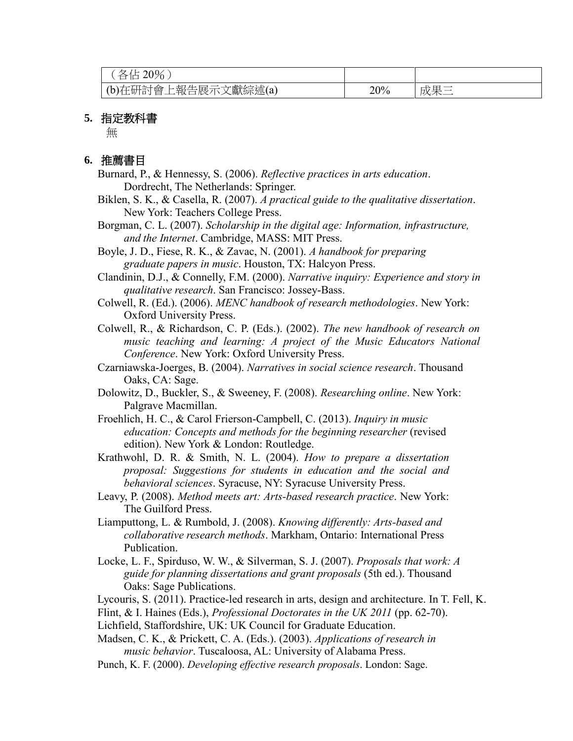| （各佔 20%） | | |
| --- | --- | --- |
| (b)在研討會上報告展示文獻綜述(a) | 20% | 成果三 |

**5. 指定教科書**

無

**6. 推薦書目**

Burnard, P., & Hennessy, S. (2006). *Reflective practices in arts education*. Dordrecht, The Netherlands: Springer.

Biklen, S. K., & Casella, R. (2007). *A practical guide to the qualitative dissertation*. New York: Teachers College Press.

Borgman, C. L. (2007). *Scholarship in the digital age: Information, infrastructure, and the Internet*. Cambridge, MASS: MIT Press.

Boyle, J. D., Fiese, R. K., & Zavac, N. (2001). *A handbook for preparing graduate papers in music*. Houston, TX: Halcyon Press.

Clandinin, D.J., & Connelly, F.M. (2000). *Narrative inquiry: Experience and story in qualitative research*. San Francisco: Jossey-Bass.

Colwell, R. (Ed.). (2006). *MENC handbook of research methodologies*. New York: Oxford University Press.

Colwell, R., & Richardson, C. P. (Eds.). (2002). *The new handbook of research on music teaching and learning: A project of the Music Educators National Conference*. New York: Oxford University Press.

Czarniawska-Joerges, B. (2004). *Narratives in social science research*. Thousand Oaks, CA: Sage.

Dolowitz, D., Buckler, S., & Sweeney, F. (2008). *Researching online*. New York: Palgrave Macmillan.

Froehlich, H. C., & Carol Frierson-Campbell, C. (2013). *Inquiry in music education: Concepts and methods for the beginning researcher* (revised edition). New York & London: Routledge.

Krathwohl, D. R. & Smith, N. L. (2004). *How to prepare a dissertation proposal: Suggestions for students in education and the social and behavioral sciences*. Syracuse, NY: Syracuse University Press.

Leavy, P. (2008). *Method meets art: Arts-based research practice*. New York: The Guilford Press.

Liamputtong, L. & Rumbold, J. (2008). *Knowing differently: Arts-based and collaborative research methods*. Markham, Ontario: International Press Publication.

Locke, L. F., Spirduso, W. W., & Silverman, S. J. (2007). *Proposals that work: A guide for planning dissertations and grant proposals* (5th ed.). Thousand Oaks: Sage Publications.

Lycouris, S. (2011). Practice-led research in arts, design and architecture. In T. Fell, K. Flint, & I. Haines (Eds.), *Professional Doctorates in the UK 2011* (pp. 62-70). Lichfield, Staffordshire, UK: UK Council for Graduate Education.

Madsen, C. K., & Prickett, C. A. (Eds.). (2003). *Applications of research in music behavior*. Tuscaloosa, AL: University of Alabama Press.

Punch, K. F. (2000). *Developing effective research proposals*. London: Sage.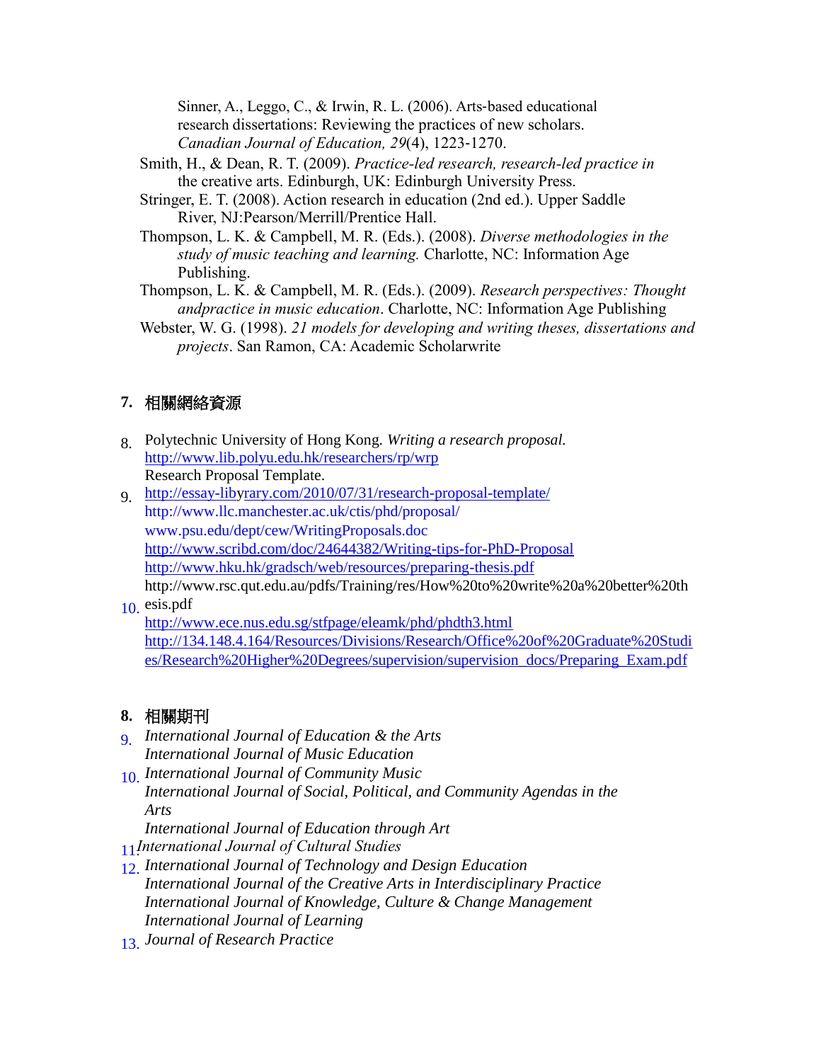Sinner, A., Leggo, C., & Irwin, R. L. (2006). Arts-based educational research dissertations: Reviewing the practices of new scholars. *Canadian Journal of Education, 29*(4), 1223-1270.

Smith, H., & Dean, R. T. (2009). *Practice-led research, research-led practice in* the creative arts. Edinburgh, UK: Edinburgh University Press.

Stringer, E. T. (2008). Action research in education (2nd ed.). Upper Saddle River, NJ:Pearson/Merrill/Prentice Hall.

Thompson, L. K. & Campbell, M. R. (Eds.). (2008). *Diverse methodologies in the study of music teaching and learning.* Charlotte, NC: Information Age Publishing.

Thompson, L. K. & Campbell, M. R. (Eds.). (2009). *Research perspectives: Thought andpractice in music education*. Charlotte, NC: Information Age Publishing

Webster, W. G. (1998). *21 models for developing and writing theses, dissertations and projects*. San Ramon, CA: Academic Scholarwrite

## 7. 相關網絡資源

Polytechnic University of Hong Kong. *Writing a research proposal.* http://www.lib.polyu.edu.hk/researchers/rp/wrp

Research Proposal Template.

http://essay-libyrary.com/2010/07/31/research-proposal-template/

http://www.llc.manchester.ac.uk/ctis/phd/proposal/

www.psu.edu/dept/cew/WritingProposals.doc

http://www.scribd.com/doc/24644382/Writing-tips-for-PhD-Proposal

http://www.hku.hk/gradsch/web/resources/preparing-thesis.pdf

http://www.rsc.qut.edu.au/pdfs/Training/res/How%20to%20write%20a%20better%20thesis.pdf

http://www.ece.nus.edu.sg/stfpage/eleamk/phd/phdth3.html

http://134.148.4.164/Resources/Divisions/Research/Office%20of%20Graduate%20Studies/Research%20Higher%20Degrees/supervision/supervision_docs/Preparing_Exam.pdf

## 8. 相關期刊

*International Journal of Education & the Arts*

*International Journal of Music Education*

*International Journal of Community Music*

*International Journal of Social, Political, and Community Agendas in the Arts*

*International Journal of Education through Art*

*International Journal of Cultural Studies*

*International Journal of Technology and Design Education*

*International Journal of the Creative Arts in Interdisciplinary Practice*

*International Journal of Knowledge, Culture & Change Management*

*International Journal of Learning*

*Journal of Research Practice*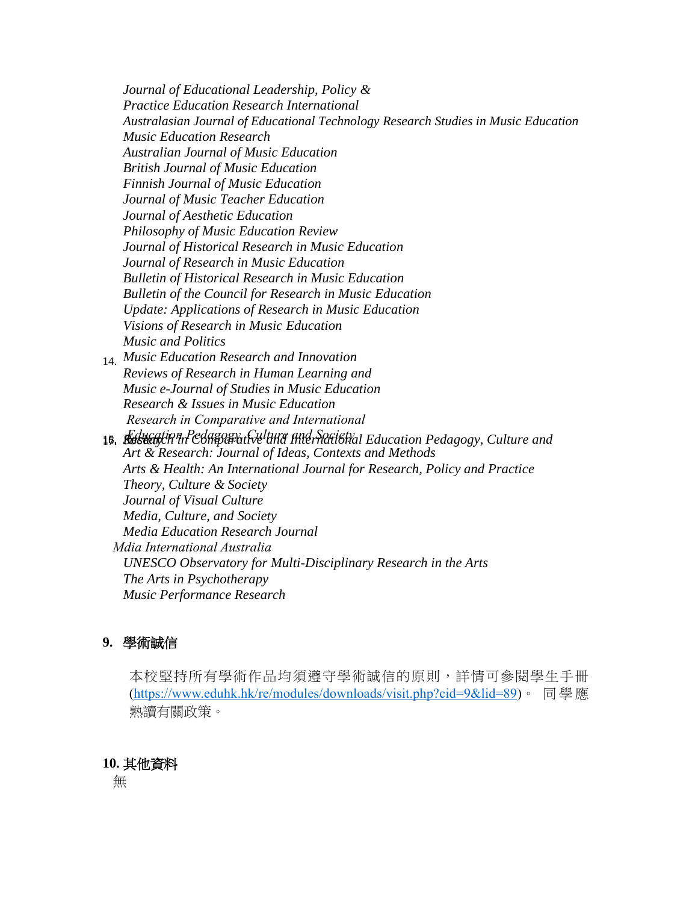*Journal of Educational Leadership, Policy &*
*Practice Education Research International*
*Australasian Journal of Educational Technology Research Studies in Music Education*
*Music Education Research*
*Australian Journal of Music Education*
*British Journal of Music Education*
*Finnish Journal of Music Education*
*Journal of Music Teacher Education*
*Journal of Aesthetic Education*
*Philosophy of Music Education Review*
*Journal of Historical Research in Music Education*
*Journal of Research in Music Education*
*Bulletin of Historical Research in Music Education*
*Bulletin of the Council for Research in Music Education*
*Update: Applications of Research in Music Education*
*Visions of Research in Music Education*
*Music and Politics*
14. *Music Education Research and Innovation*
*Reviews of Research in Human Learning and*
*Music e-Journal of Studies in Music Education*
*Research & Issues in Music Education*
*Research in Comparative and International*
*Education Pedagogy, Culture and Society*
15. *Research in Comparative and International Education Pedagogy, Culture and Society*
*Art & Research: Journal of Ideas, Contexts and Methods*
*Arts & Health: An International Journal for Research, Policy and Practice*
*Theory, Culture & Society*
*Journal of Visual Culture*
*Media, Culture, and Society*
*Media Education Research Journal*
*Mdia International Australia*
*UNESCO Observatory for Multi-Disciplinary Research in the Arts*
*The Arts in Psychotherapy*
*Music Performance Research*

## 9. 學術誠信

本校堅持所有學術作品均須遵守學術誠信的原則，詳情可參閱學生手冊(https://www.eduhk.hk/re/modules/downloads/visit.php?cid=9&lid=89)。 同學應熟讀有關政策。

## 10. 其他資料

無